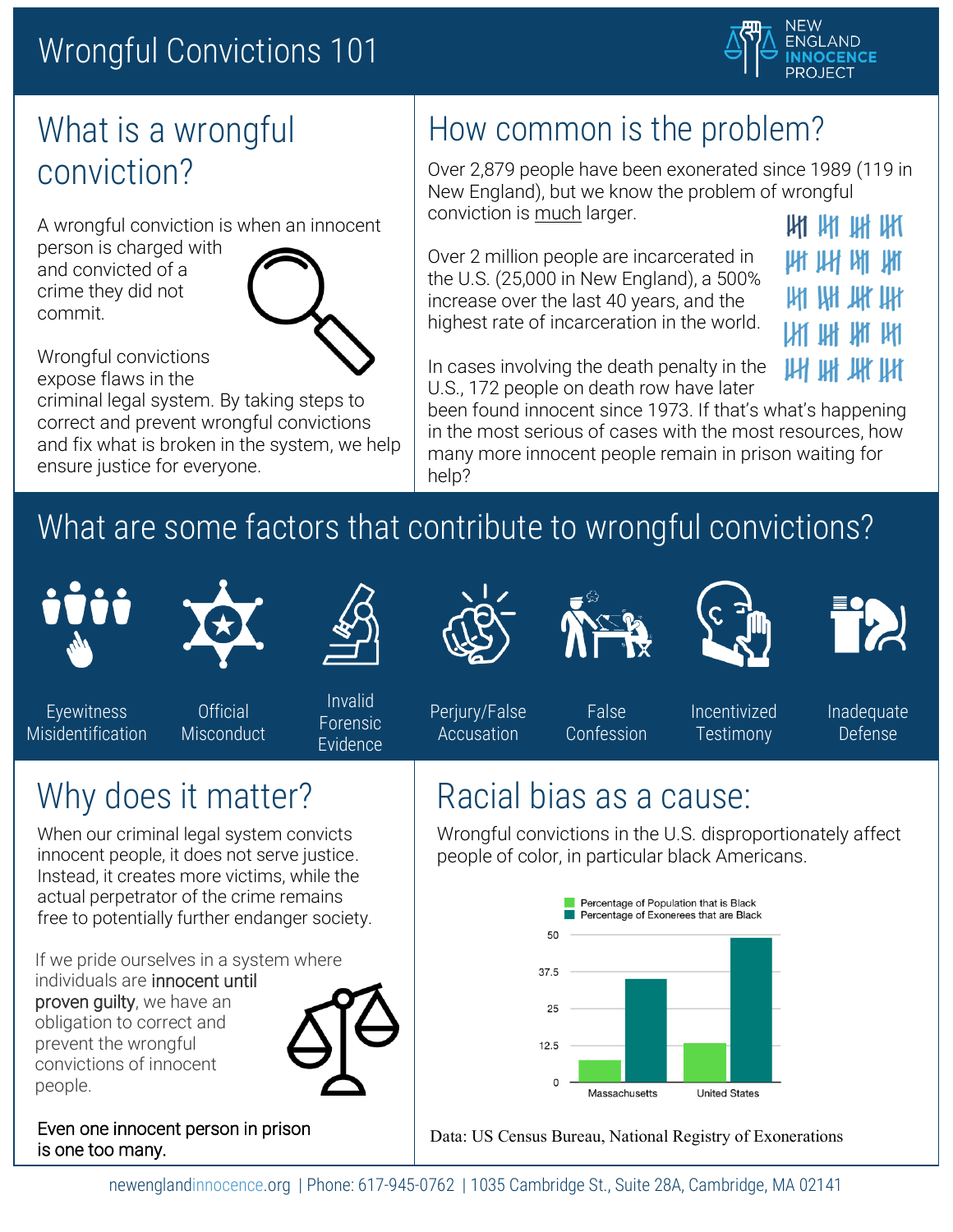# Wrongful Convictions 101

NEW ENGLAND INNOCENCE PROJECT

## What is a wrongful conviction?

A wrongful conviction is when an innocent person is charged with and convicted of a crime they did not commit.

Wrongful convictions expose flaws in the criminal legal system. By taking steps to correct and prevent wrongful convictions and fix what is broken in the system, we help ensure justice for everyone.

## How common is the problem?

Over 2,879 people have been exonerated since 1989 (119 in New England), but we know the problem of wrongful conviction is much larger.

Over 2 million people are incarcerated in the U.S. (25,000 in New England), a 500% increase over the last 40 years, and the highest rate of incarceration in the world.

In cases involving the death penalty in the U.S., 172 people on death row have later been found innocent since 1973. If that's what's happening in the most serious of cases with the most resources, how many more innocent people remain in prison waiting for help?

## What are some factors that contribute to wrongful convictions?

- Eyewitness Misidentification
- Official Misconduct
- Invalid Forensic Evidence
- Perjury/False Accusation
- False Confession
- Incentivized Testimony
- Inadequate Defense

## Why does it matter?

When our criminal legal system convicts innocent people, it does not serve justice. Instead, it creates more victims, while the actual perpetrator of the crime remains free to potentially further endanger society.

If we pride ourselves in a system where individuals are innocent until proven guilty, we have an obligation to correct and prevent the wrongful convictions of innocent people.

Even one innocent person in prison is one too many.

## Racial bias as a cause:

Wrongful convictions in the U.S. disproportionately affect people of color, in particular black Americans.

| | Percentage of Population that is Black | Percentage of Exonerees that are Black |
|---|---|---|
| Massachusetts | ~7 | ~35 |
| United States | ~13 | ~49 |

Data: US Census Bureau, National Registry of Exonerations

newenglandinnocence.org | Phone: 617-945-0762 | 1035 Cambridge St., Suite 28A, Cambridge, MA 02141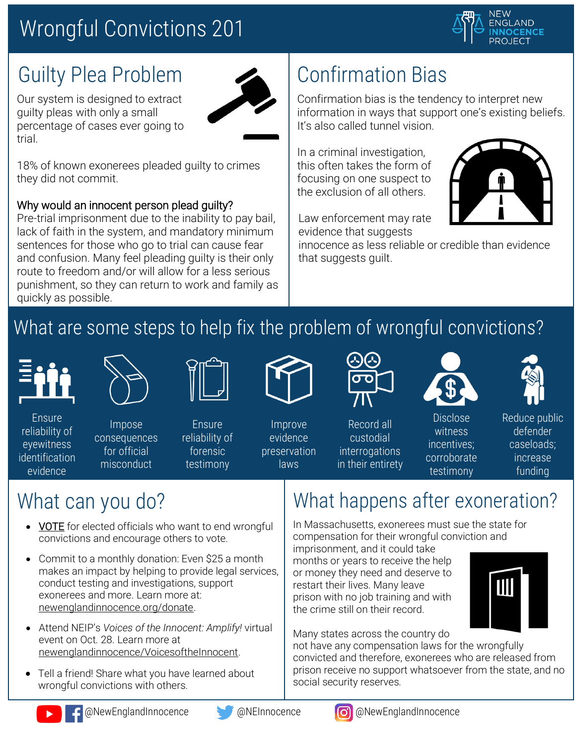# Wrongful Convictions 201

NEW ENGLAND INNOCENCE PROJECT

## Guilty Plea Problem

Our system is designed to extract guilty pleas with only a small percentage of cases ever going to trial.

18% of known exonerees pleaded guilty to crimes they did not commit.

Why would an innocent person plead guilty?
Pre-trial imprisonment due to the inability to pay bail, lack of faith in the system, and mandatory minimum sentences for those who go to trial can cause fear and confusion. Many feel pleading guilty is their only route to freedom and/or will allow for a less serious punishment, so they can return to work and family as quickly as possible.

## Confirmation Bias

Confirmation bias is the tendency to interpret new information in ways that support one's existing beliefs. It's also called tunnel vision.

In a criminal investigation, this often takes the form of focusing on one suspect to the exclusion of all others.

Law enforcement may rate evidence that suggests innocence as less reliable or credible than evidence that suggests guilt.

## What are some steps to help fix the problem of wrongful convictions?

- Ensure reliability of eyewitness identification evidence
- Impose consequences for official misconduct
- Ensure reliability of forensic testimony
- Improve evidence preservation laws
- Record all custodial interrogations in their entirety
- Disclose witness incentives; corroborate testimony
- Reduce public defender caseloads; increase funding

## What can you do?

- VOTE for elected officials who want to end wrongful convictions and encourage others to vote.
- Commit to a monthly donation: Even $25 a month makes an impact by helping to provide legal services, conduct testing and investigations, support exonerees and more. Learn more at: newenglandinnocence.org/donate.
- Attend NEIP's *Voices of the Innocent: Amplify!* virtual event on Oct. 28. Learn more at newenglandinnocence/VoicesoftheInnocent.
- Tell a friend! Share what you have learned about wrongful convictions with others.

## What happens after exoneration?

In Massachusetts, exonerees must sue the state for compensation for their wrongful conviction and imprisonment, and it could take months or years to receive the help or money they need and deserve to restart their lives. Many leave prison with no job training and with the crime still on their record.

Many states across the country do not have any compensation laws for the wrongfully convicted and therefore, exonerees who are released from prison receive no support whatsoever from the state, and no social security reserves.

@NewEnglandInnocence @NEInnocence @NewEnglandInnocence